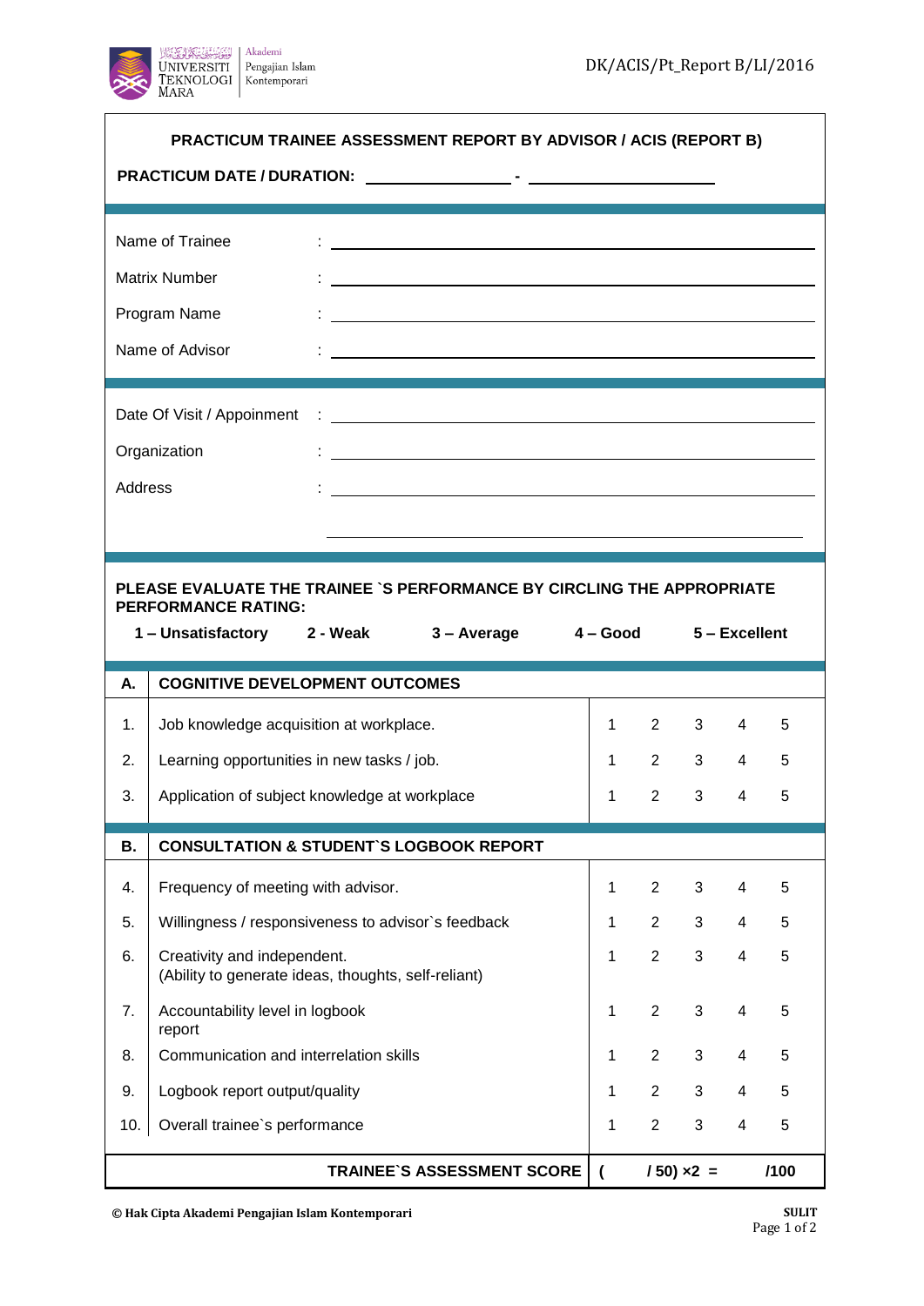DK/ACIS/Pt_Report B/LI/2016

## PRACTICUM TRAINEE ASSESSMENT REPORT BY ADVISOR / ACIS (REPORT B)

**PRACTICUM DATE / DURATION:** ________________ - ________________

Name of Trainee : ______________________________

Matrix Number : ______________________________

Program Name : ______________________________

Name of Advisor : ______________________________

Date Of Visit / Appoinment : ______________________________

Organization : ______________________________

Address : ______________________________

______________________________

**PLEASE EVALUATE THE TRAINEE `S PERFORMANCE BY CIRCLING THE APPROPRIATE PERFORMANCE RATING:**

**1 – Unsatisfactory 2 - Weak 3 – Average 4 – Good 5 – Excellent**

| | | | | | | |
|---|---|---|---|---|---|---|
| **A.** | **COGNITIVE DEVELOPMENT OUTCOMES** | | | | | |
| 1. | Job knowledge acquisition at workplace. | 1 | 2 | 3 | 4 | 5 |
| 2. | Learning opportunities in new tasks / job. | 1 | 2 | 3 | 4 | 5 |
| 3. | Application of subject knowledge at workplace | 1 | 2 | 3 | 4 | 5 |
| **B.** | **CONSULTATION & STUDENT`S LOGBOOK REPORT** | | | | | |
| 4. | Frequency of meeting with advisor. | 1 | 2 | 3 | 4 | 5 |
| 5. | Willingness / responsiveness to advisor`s feedback | 1 | 2 | 3 | 4 | 5 |
| 6. | Creativity and independent. (Ability to generate ideas, thoughts, self-reliant) | 1 | 2 | 3 | 4 | 5 |
| 7. | Accountability level in logbook report | 1 | 2 | 3 | 4 | 5 |
| 8. | Communication and interrelation skills | 1 | 2 | 3 | 4 | 5 |
| 9. | Logbook report output/quality | 1 | 2 | 3 | 4 | 5 |
| 10. | Overall trainee`s performance | 1 | 2 | 3 | 4 | 5 |
| | **TRAINEE`S ASSESSMENT SCORE** | **(** | | **/ 50) ×2 =** | | **/100** |

**© Hak Cipta Akademi Pengajian Islam Kontemporari** **SULIT**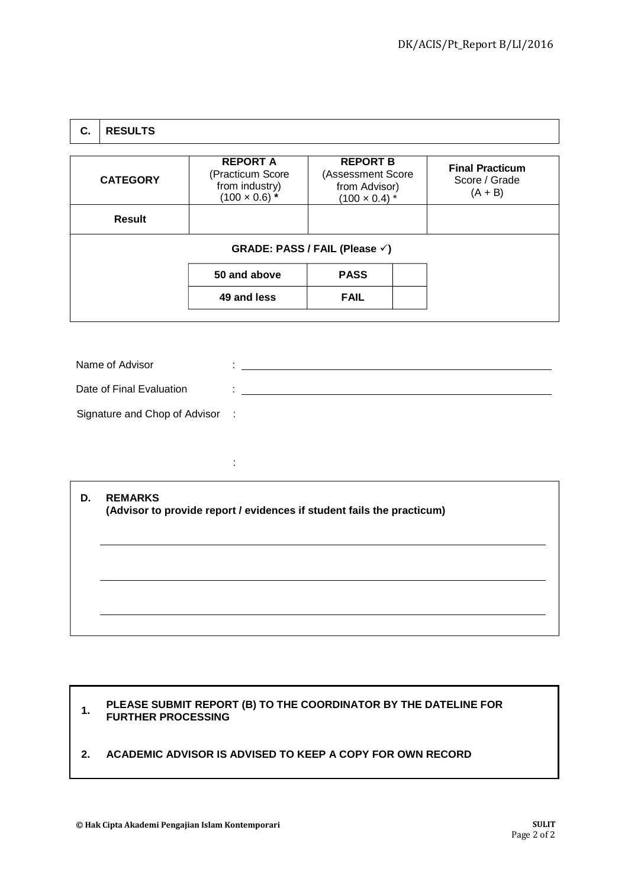| C. | RESULTS |
|---|---|

| CATEGORY | REPORT A (Practicum Score from industry) $(100 \times 0.6)$ * | REPORT B (Assessment Score from Advisor) $(100 \times 0.4)$ * | Final Practicum Score / Grade (A + B) |
|---|---|---|---|
| **Result** | | | |

**GRADE: PASS / FAIL (Please ✓)**

| | | |
|---|---|---|
| 50 and above | PASS | |
| 49 and less | FAIL | |

Name of Advisor : ______________________________

Date of Final Evaluation : ______________________________

Signature and Chop of Advisor :

:

**D. REMARKS**
**(Advisor to provide report / evidences if student fails the practicum)**

______________________________

______________________________

______________________________

1. **PLEASE SUBMIT REPORT (B) TO THE COORDINATOR BY THE DATELINE FOR FURTHER PROCESSING**

2. **ACADEMIC ADVISOR IS ADVISED TO KEEP A COPY FOR OWN RECORD**

© Hak Cipta Akademi Pengajian Islam Kontemporari — SULIT